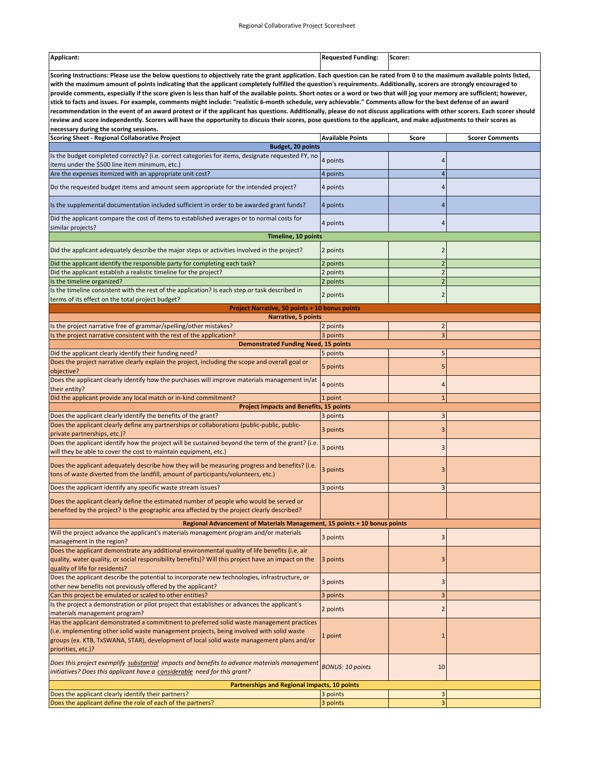# Regional Collaborative Project Scoresheet

| Applicant: | Requested Funding: | Scorer: |
|---|---|---|

**Scoring Instructions: Please use the below questions to objectively rate the grant application. Each question can be rated from 0 to the maximum available points listed, with the maximum amount of points indicating that the applicant completely fulfilled the question's requirements. Additionally, scorers are strongly encouraged to provide comments, especially if the score given is less than half of the available points. Short notes or a word or two that will jog your memory are sufficient; however, stick to facts and issues. For example, comments might include: "realistic 6-month schedule, very achievable." Comments allow for the best defense of an award recommendation in the event of an award protest or if the applicant has questions. Additionally, please do not discuss applications with other scorers. Each scorer should review and score independently. Scorers will have the opportunity to discuss their scores, pose questions to the applicant, and make adjustments to their scores as necessary during the scoring sessions.**

| Scoring Sheet - Regional Collaborative Project | Available Points | Score | Scorer Comments |
|---|---|---|---|
| **Budget, 20 points** | | | |
| Is the budget completed correctly? (i.e. correct categories for items, designate requested FY, no items under the $500 line item minimum, etc.) | 4 points | 4 | |
| Are the expenses itemized with an appropriate unit cost? | 4 points | 4 | |
| Do the requested budget items and amount seem appropriate for the intended project? | 4 points | 4 | |
| Is the supplemental documentation included sufficient in order to be awarded grant funds? | 4 points | 4 | |
| Did the applicant compare the cost of items to established averages or to normal costs for similar projects? | 4 points | 4 | |
| **Timeline, 10 points** | | | |
| Did the applicant adequately describe the major steps or activities involved in the project? | 2 points | 2 | |
| Did the applicant identify the responsible party for completing each task? | 2 points | 2 | |
| Did the applicant establish a realistic timeline for the project? | 2 points | 2 | |
| Is the timeline organized? | 2 points | 2 | |
| Is the timeline consistent with the rest of the application? Is each step or task described in terms of its effect on the total project budget? | 2 points | 2 | |
| **Project Narrative, 50 points + 10 bonus points** | | | |
| **Narrative, 5 points** | | | |
| Is the project narrative free of grammar/spelling/other mistakes? | 2 points | 2 | |
| Is the project narrative consistent with the rest of the application? | 3 points | 3 | |
| **Demonstrated Funding Need, 15 points** | | | |
| Did the applicant clearly identify their funding need? | 5 points | 5 | |
| Does the project narrative clearly explain the project, including the scope and overall goal or objective? | 5 points | 5 | |
| Does the applicant clearly identify how the purchases will improve materials management in/at their entity? | 4 points | 4 | |
| Did the applicant provide any local match or in-kind commitment? | 1 point | 1 | |
| **Project Impacts and Benefits, 15 points** | | | |
| Does the applicant clearly identify the benefits of the grant? | 3 points | 3 | |
| Does the applicant clearly define any partnerships or collaborations (public-public, public-private partnerships, etc.)? | 3 points | 3 | |
| Does the applicant identify how the project will be sustained beyond the term of the grant? (i.e. will they be able to cover the cost to maintain equipment, etc.) | 3 points | 3 | |
| Does the applicant adequately describe how they will be measuring progress and benefits? (i.e. tons of waste diverted from the landfill, amount of participants/volunteers, etc.) | 3 points | 3 | |
| Does the applicant identify any specific waste stream issues? | 3 points | 3 | |
| Does the applicant clearly define the estimated number of people who would be served or benefited by the project? Is the geographic area affected by the project clearly described? | | | |
| **Regional Advancement of Materials Management, 15 points + 10 bonus points** | | | |
| Will the project advance the applicant's materials management program and/or materials management in the region? | 3 points | 3 | |
| Does the applicant demonstrate any additional environmental quality of life benefits (i.e. air quality, water quality, or social responsibility benefits)? Will this project have an impact on the quality of life for residents? | 3 points | 3 | |
| Does the applicant describe the potential to incorporate new technologies, infrastructure, or other new benefits not previously offered by the applicant? | 3 points | 3 | |
| Can this project be emulated or scaled to other entities? | 3 points | 3 | |
| Is the project a demonstration or pilot project that establishes or advances the applicant's materials management program? | 2 points | 2 | |
| Has the applicant demonstrated a commitment to preferred solid waste management practices (i.e. implementing other solid waste management projects, being involved with solid waste groups (ex. KTB, TxSWANA, STAR), development of local solid waste management plans and/or priorities, etc.)? | 1 point | 1 | |
| *Does this project exemplify substantial impacts and benefits to advance materials management initiatives? Does this applicant have a considerable need for this grant?* | *BONUS: 10 points* | 10 | |
| **Partnerships and Regional Impacts, 10 points** | | | |
| Does the applicant clearly identify their partners? | 3 points | 3 | |
| Does the applicant define the role of each of the partners? | 3 points | 3 | |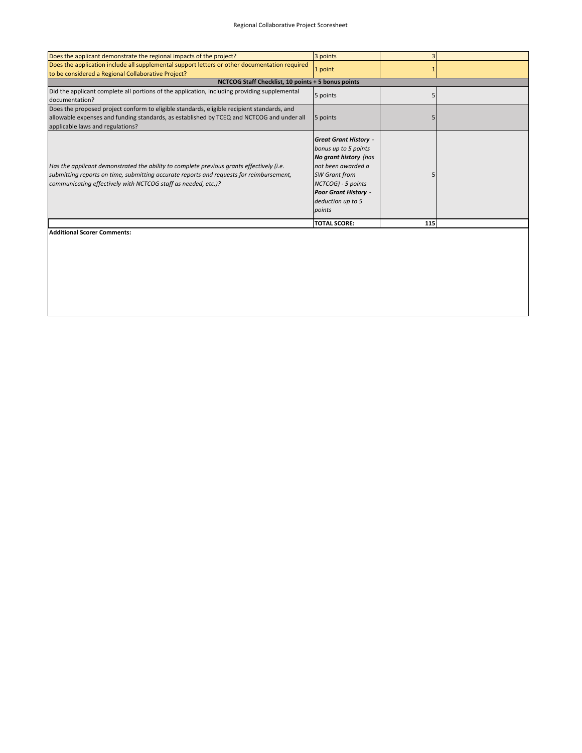| | | | |
|---|---|---|---|
| Does the applicant demonstrate the regional impacts of the project? | 3 points | 3 | |
| Does the application include all supplemental support letters or other documentation required to be considered a Regional Collaborative Project? | 1 point | 1 | |
| **NCTCOG Staff Checklist, 10 points + 5 bonus points** | | | |
| Did the applicant complete all portions of the application, including providing supplemental documentation? | 5 points | 5 | |
| Does the proposed project conform to eligible standards, eligible recipient standards, and allowable expenses and funding standards, as established by TCEQ and NCTCOG and under all applicable laws and regulations? | 5 points | 5 | |
| *Has the applicant demonstrated the ability to complete previous grants effectively (i.e. submitting reports on time, submitting accurate reports and requests for reimbursement, communicating effectively with NCTCOG staff as needed, etc.)?* | ***Great Grant History*** *- bonus up to 5 points* ***No grant history*** *(has not been awarded a SW Grant from NCTCOG) - 5 points* ***Poor Grant History*** *- deduction up to 5 points* | 5 | |
| | **TOTAL SCORE:** | **115** | |

**Additional Scorer Comments:**